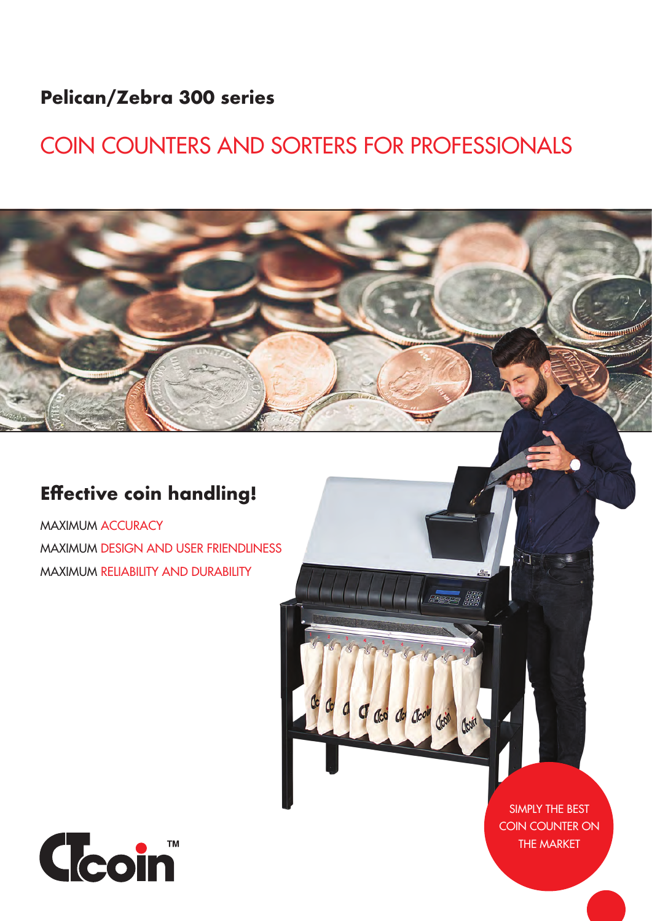**Pelican/Zebra 300 series**

# COIN COUNTERS AND SORTERS FOR PROFESSIONALS

## Effective coin handling!

MAXIMUM ACCURACY

MAXIMUM DESIGN AND USER FRIENDLINESS

MAXIMUM RELIABILITY AND DURABILITY

SIMPLY THE BEST COIN COUNTER ON THE MARKET

CTcoin™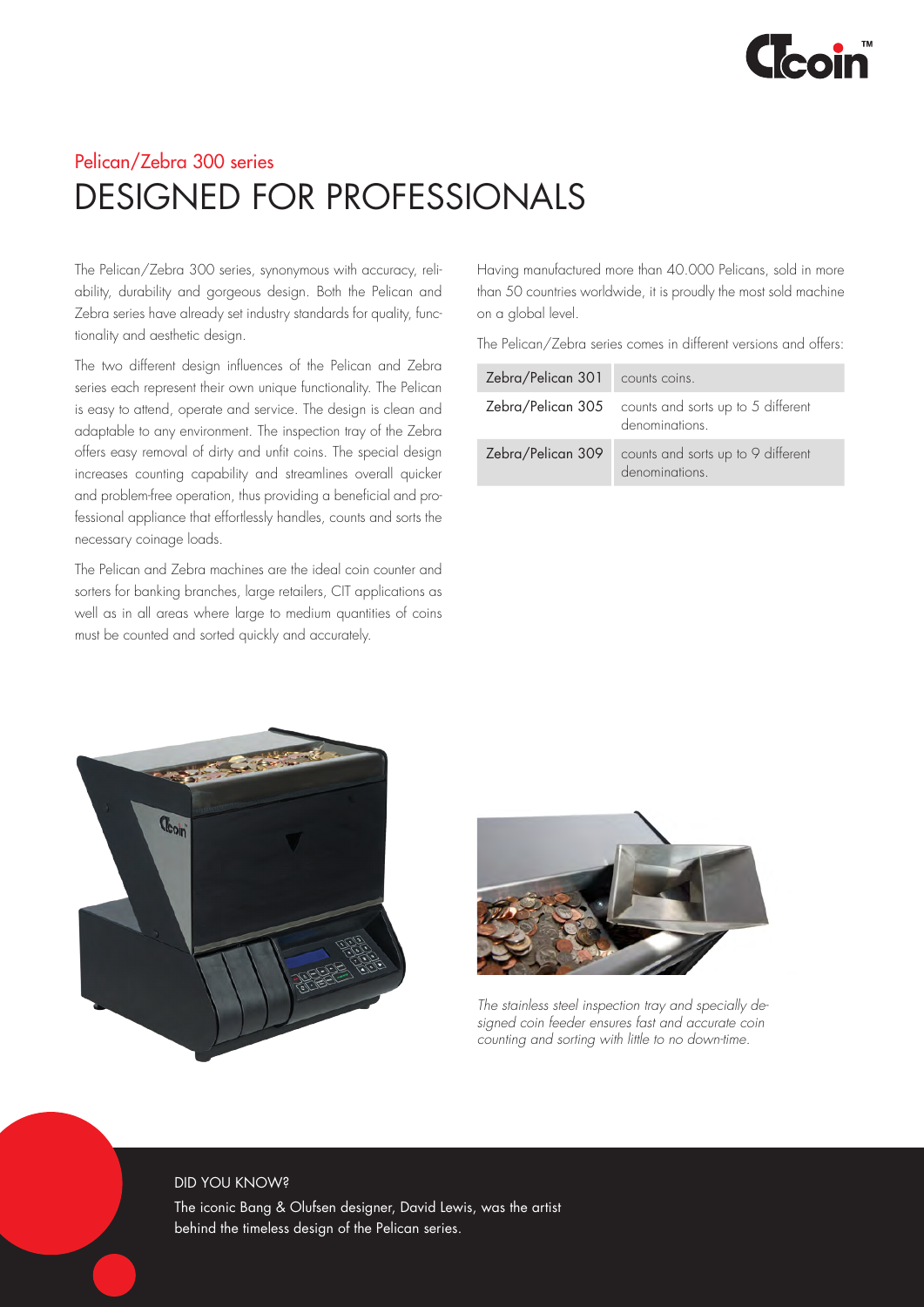## Pelican/Zebra 300 series

# DESIGNED FOR PROFESSIONALS

The Pelican/Zebra 300 series, synonymous with accuracy, reliability, durability and gorgeous design. Both the Pelican and Zebra series have already set industry standards for quality, functionality and aesthetic design.

The two different design influences of the Pelican and Zebra series each represent their own unique functionality. The Pelican is easy to attend, operate and service. The design is clean and adaptable to any environment. The inspection tray of the Zebra offers easy removal of dirty and unfit coins. The special design increases counting capability and streamlines overall quicker and problem-free operation, thus providing a beneficial and professional appliance that effortlessly handles, counts and sorts the necessary coinage loads.

The Pelican and Zebra machines are the ideal coin counter and sorters for banking branches, large retailers, CIT applications as well as in all areas where large to medium quantities of coins must be counted and sorted quickly and accurately.

Having manufactured more than 40.000 Pelicans, sold in more than 50 countries worldwide, it is proudly the most sold machine on a global level.

The Pelican/Zebra series comes in different versions and offers:

| Model | Description |
|---|---|
| Zebra/Pelican 301 | counts coins. |
| Zebra/Pelican 305 | counts and sorts up to 5 different denominations. |
| Zebra/Pelican 309 | counts and sorts up to 9 different denominations. |

*The stainless steel inspection tray and specially designed coin feeder ensures fast and accurate coin counting and sorting with little to no down-time.*

DID YOU KNOW?

The iconic Bang & Olufsen designer, David Lewis, was the artist behind the timeless design of the Pelican series.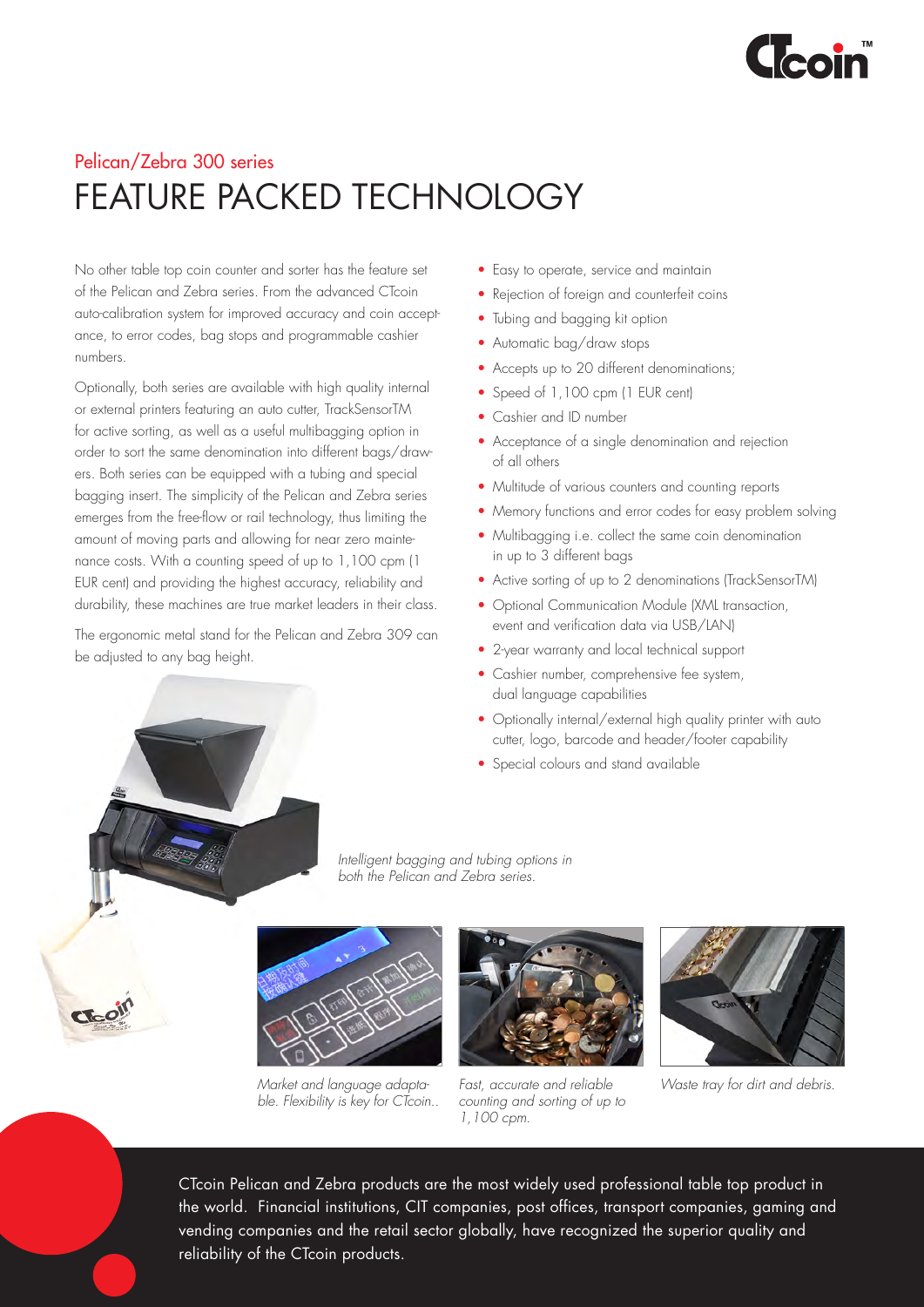## Pelican/Zebra 300 series

# FEATURE PACKED TECHNOLOGY

No other table top coin counter and sorter has the feature set of the Pelican and Zebra series. From the advanced CTcoin auto-calibration system for improved accuracy and coin acceptance, to error codes, bag stops and programmable cashier numbers.

Optionally, both series are available with high quality internal or external printers featuring an auto cutter, TrackSensorTM for active sorting, as well as a useful multibagging option in order to sort the same denomination into different bags/drawers. Both series can be equipped with a tubing and special bagging insert. The simplicity of the Pelican and Zebra series emerges from the free-flow or rail technology, thus limiting the amount of moving parts and allowing for near zero maintenance costs. With a counting speed of up to 1,100 cpm (1 EUR cent) and providing the highest accuracy, reliability and durability, these machines are true market leaders in their class.

The ergonomic metal stand for the Pelican and Zebra 309 can be adjusted to any bag height.

- Easy to operate, service and maintain
- Rejection of foreign and counterfeit coins
- Tubing and bagging kit option
- Automatic bag/draw stops
- Accepts up to 20 different denominations;
- Speed of 1,100 cpm (1 EUR cent)
- Cashier and ID number
- Acceptance of a single denomination and rejection of all others
- Multitude of various counters and counting reports
- Memory functions and error codes for easy problem solving
- Multibagging i.e. collect the same coin denomination in up to 3 different bags
- Active sorting of up to 2 denominations (TrackSensorTM)
- Optional Communication Module (XML transaction, event and verification data via USB/LAN)
- 2-year warranty and local technical support
- Cashier number, comprehensive fee system, dual language capabilities
- Optionally internal/external high quality printer with auto cutter, logo, barcode and header/footer capability
- Special colours and stand available

*Intelligent bagging and tubing options in both the Pelican and Zebra series.*

*Market and language adaptable. Flexibility is key for CTcoin..*

*Fast, accurate and reliable counting and sorting of up to 1,100 cpm.*

*Waste tray for dirt and debris.*

CTcoin Pelican and Zebra products are the most widely used professional table top product in the world. Financial institutions, CIT companies, post offices, transport companies, gaming and vending companies and the retail sector globally, have recognized the superior quality and reliability of the CTcoin products.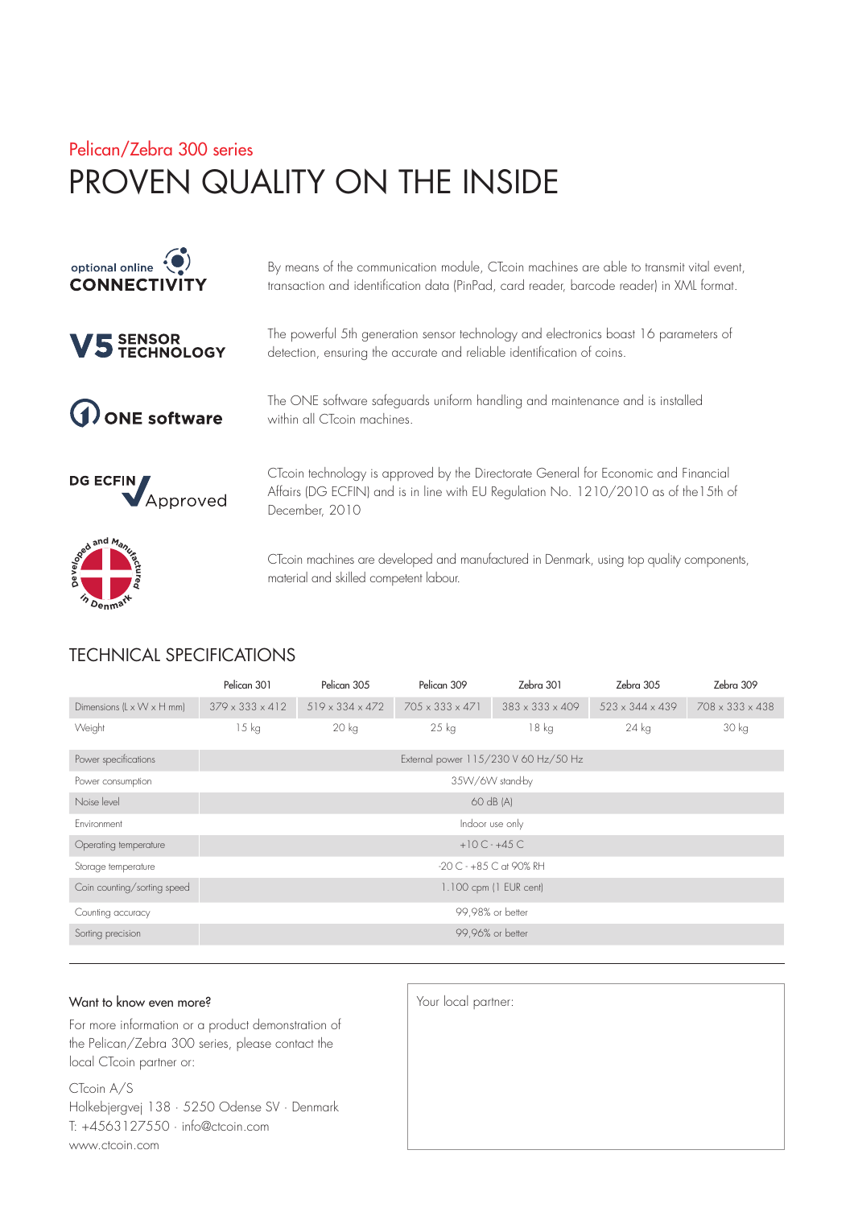Pelican/Zebra 300 series

# PROVEN QUALITY ON THE INSIDE

optional online **CONNECTIVITY**

By means of the communication module, CTcoin machines are able to transmit vital event, transaction and identification data (PinPad, card reader, barcode reader) in XML format.

**V5 SENSOR TECHNOLOGY**

The powerful 5th generation sensor technology and electronics boast 16 parameters of detection, ensuring the accurate and reliable identification of coins.

**ONE software**

The ONE software safeguards uniform handling and maintenance and is installed within all CTcoin machines.

**DG ECFIN Approved**

CTcoin technology is approved by the Directorate General for Economic and Financial Affairs (DG ECFIN) and is in line with EU Regulation No. 1210/2010 as of the15th of December, 2010

Developed and Manufactured in Denmark

CTcoin machines are developed and manufactured in Denmark, using top quality components, material and skilled competent labour.

## TECHNICAL SPECIFICATIONS

| | Pelican 301 | Pelican 305 | Pelican 309 | Zebra 301 | Zebra 305 | Zebra 309 |
|---|---|---|---|---|---|---|
| Dimensions (L x W x H mm) | 379 x 333 x 412 | 519 x 334 x 472 | 705 x 333 x 471 | 383 x 333 x 409 | 523 x 344 x 439 | 708 x 333 x 438 |
| Weight | 15 kg | 20 kg | 25 kg | 18 kg | 24 kg | 30 kg |
| Power specifications | External power 115/230 V 60 Hz/50 Hz | | | | | |
| Power consumption | 35W/6W stand-by | | | | | |
| Noise level | 60 dB (A) | | | | | |
| Environment | Indoor use only | | | | | |
| Operating temperature | +10 C - +45 C | | | | | |
| Storage temperature | -20 C - +85 C at 90% RH | | | | | |
| Coin counting/sorting speed | 1.100 cpm (1 EUR cent) | | | | | |
| Counting accuracy | 99,98% or better | | | | | |
| Sorting precision | 99,96% or better | | | | | |

### Want to know even more?

For more information or a product demonstration of the Pelican/Zebra 300 series, please contact the local CTcoin partner or:

CTcoin A/S
Holkebjergvej 138 · 5250 Odense SV · Denmark
T: +4563127550 · info@ctcoin.com
www.ctcoin.com

Your local partner: